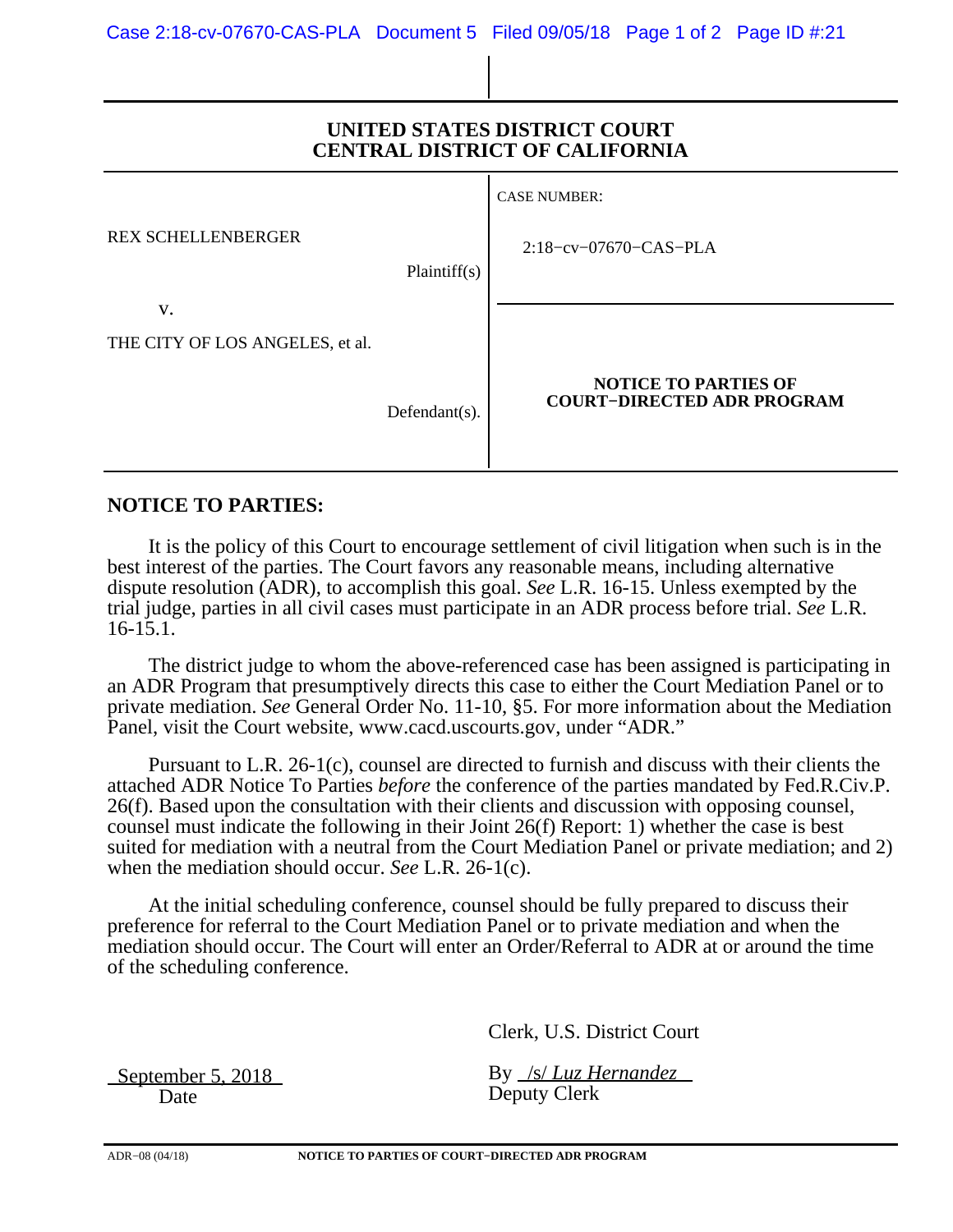**UNITED STATES DISTRICT COURT**
**CENTRAL DISTRICT OF CALIFORNIA**

| | |
|---|---|
| REX SCHELLENBERGER<br><br>Plaintiff(s)<br><br>v.<br><br>THE CITY OF LOS ANGELES, et al.<br><br>Defendant(s). | CASE NUMBER:<br><br>2:18−cv−07670−CAS−PLA<br><br>**NOTICE TO PARTIES OF COURT−DIRECTED ADR PROGRAM** |

## NOTICE TO PARTIES:

It is the policy of this Court to encourage settlement of civil litigation when such is in the best interest of the parties. The Court favors any reasonable means, including alternative dispute resolution (ADR), to accomplish this goal. *See* L.R. 16-15. Unless exempted by the trial judge, parties in all civil cases must participate in an ADR process before trial. *See* L.R. 16-15.1.

The district judge to whom the above-referenced case has been assigned is participating in an ADR Program that presumptively directs this case to either the Court Mediation Panel or to private mediation. *See* General Order No. 11-10, §5. For more information about the Mediation Panel, visit the Court website, www.cacd.uscourts.gov, under "ADR."

Pursuant to L.R. 26-1(c), counsel are directed to furnish and discuss with their clients the attached ADR Notice To Parties *before* the conference of the parties mandated by Fed.R.Civ.P. 26(f). Based upon the consultation with their clients and discussion with opposing counsel, counsel must indicate the following in their Joint 26(f) Report: 1) whether the case is best suited for mediation with a neutral from the Court Mediation Panel or private mediation; and 2) when the mediation should occur. *See* L.R. 26-1(c).

At the initial scheduling conference, counsel should be fully prepared to discuss their preference for referral to the Court Mediation Panel or to private mediation and when the mediation should occur. The Court will enter an Order/Referral to ADR at or around the time of the scheduling conference.

Clerk, U.S. District Court

September 5, 2018
Date

By /s/ *Luz Hernandez*
Deputy Clerk

ADR−08 (04/18) NOTICE TO PARTIES OF COURT−DIRECTED ADR PROGRAM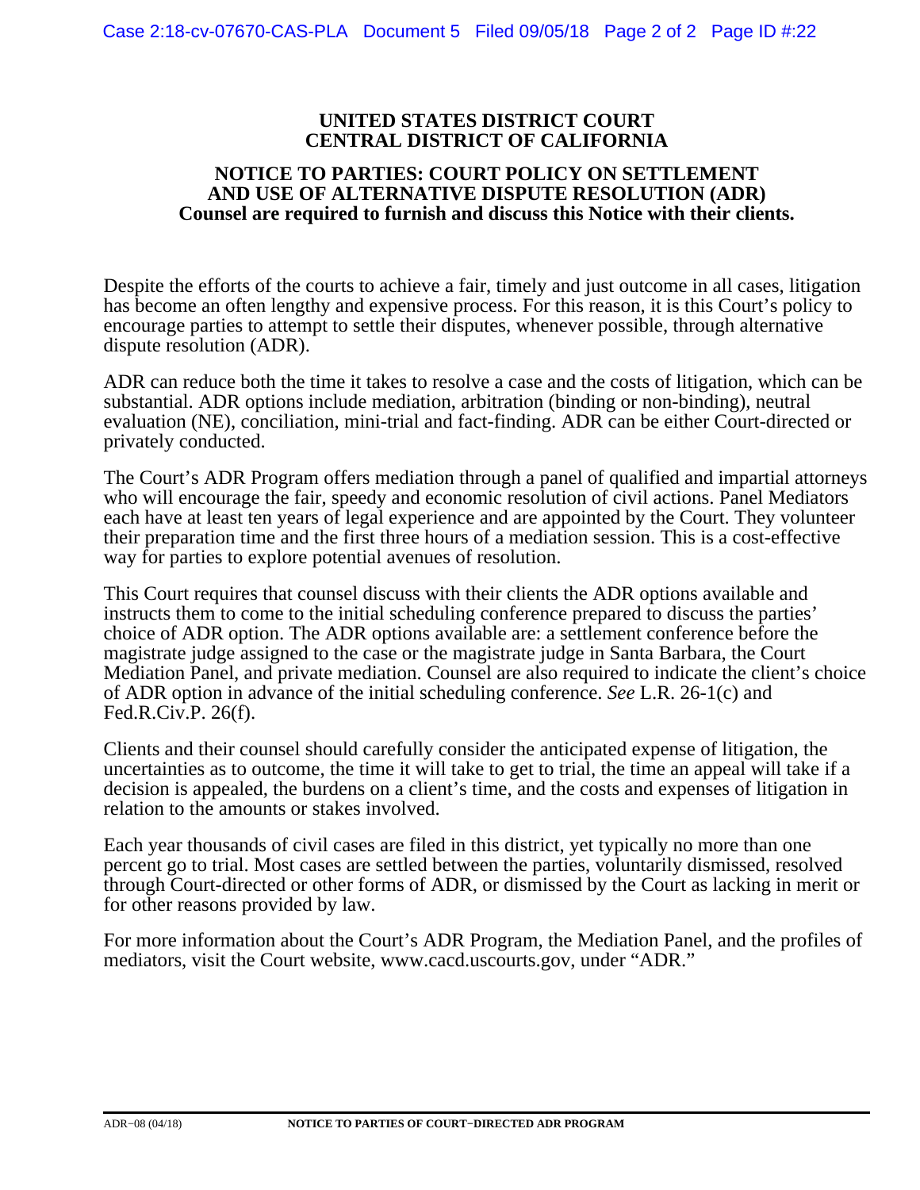**UNITED STATES DISTRICT COURT**
**CENTRAL DISTRICT OF CALIFORNIA**

**NOTICE TO PARTIES: COURT POLICY ON SETTLEMENT AND USE OF ALTERNATIVE DISPUTE RESOLUTION (ADR)**
**Counsel are required to furnish and discuss this Notice with their clients.**

Despite the efforts of the courts to achieve a fair, timely and just outcome in all cases, litigation has become an often lengthy and expensive process. For this reason, it is this Court's policy to encourage parties to attempt to settle their disputes, whenever possible, through alternative dispute resolution (ADR).

ADR can reduce both the time it takes to resolve a case and the costs of litigation, which can be substantial. ADR options include mediation, arbitration (binding or non-binding), neutral evaluation (NE), conciliation, mini-trial and fact-finding. ADR can be either Court-directed or privately conducted.

The Court's ADR Program offers mediation through a panel of qualified and impartial attorneys who will encourage the fair, speedy and economic resolution of civil actions. Panel Mediators each have at least ten years of legal experience and are appointed by the Court. They volunteer their preparation time and the first three hours of a mediation session. This is a cost-effective way for parties to explore potential avenues of resolution.

This Court requires that counsel discuss with their clients the ADR options available and instructs them to come to the initial scheduling conference prepared to discuss the parties' choice of ADR option. The ADR options available are: a settlement conference before the magistrate judge assigned to the case or the magistrate judge in Santa Barbara, the Court Mediation Panel, and private mediation. Counsel are also required to indicate the client's choice of ADR option in advance of the initial scheduling conference. *See* L.R. 26-1(c) and Fed.R.Civ.P. 26(f).

Clients and their counsel should carefully consider the anticipated expense of litigation, the uncertainties as to outcome, the time it will take to get to trial, the time an appeal will take if a decision is appealed, the burdens on a client's time, and the costs and expenses of litigation in relation to the amounts or stakes involved.

Each year thousands of civil cases are filed in this district, yet typically no more than one percent go to trial. Most cases are settled between the parties, voluntarily dismissed, resolved through Court-directed or other forms of ADR, or dismissed by the Court as lacking in merit or for other reasons provided by law.

For more information about the Court's ADR Program, the Mediation Panel, and the profiles of mediators, visit the Court website, www.cacd.uscourts.gov, under "ADR."

ADR-08 (04/18) **NOTICE TO PARTIES OF COURT-DIRECTED ADR PROGRAM**